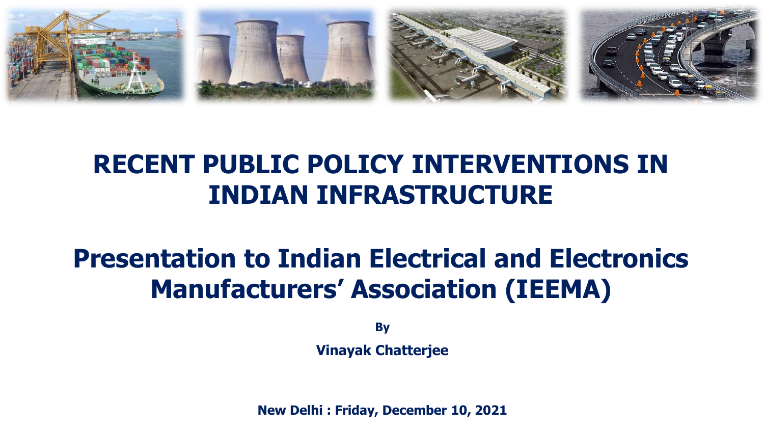# RECENT PUBLIC POLICY INTERVENTIONS IN INDIAN INFRASTRUCTURE

## Presentation to Indian Electrical and Electronics Manufacturers' Association (IEEMA)

**By**

**Vinayak Chatterjee**

**New Delhi : Friday, December 10, 2021**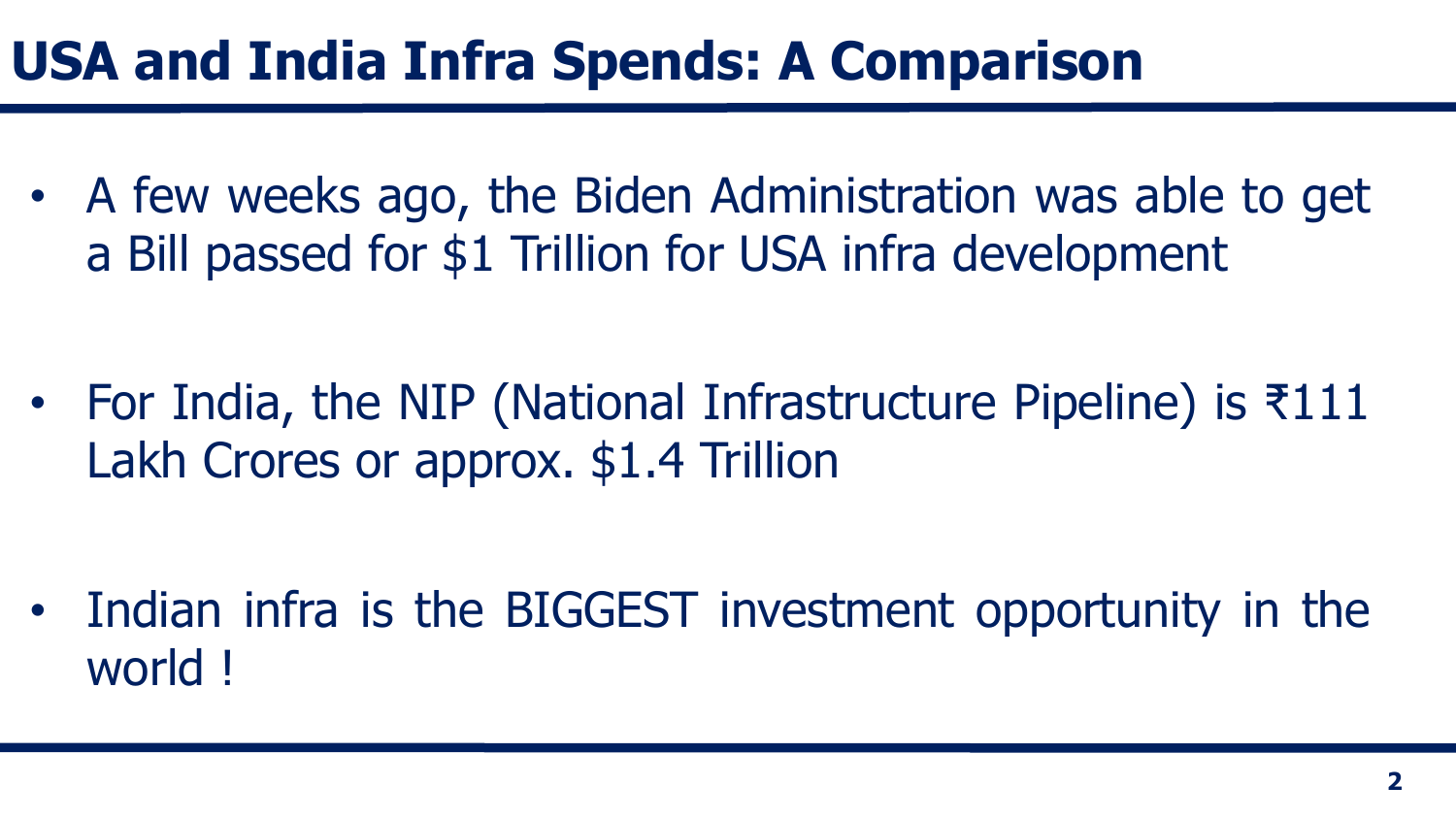# USA and India Infra Spends: A Comparison

- A few weeks ago, the Biden Administration was able to get a Bill passed for $1 Trillion for USA infra development

- For India, the NIP (National Infrastructure Pipeline) is ₹111 Lakh Crores or approx. $1.4 Trillion

- Indian infra is the BIGGEST investment opportunity in the world !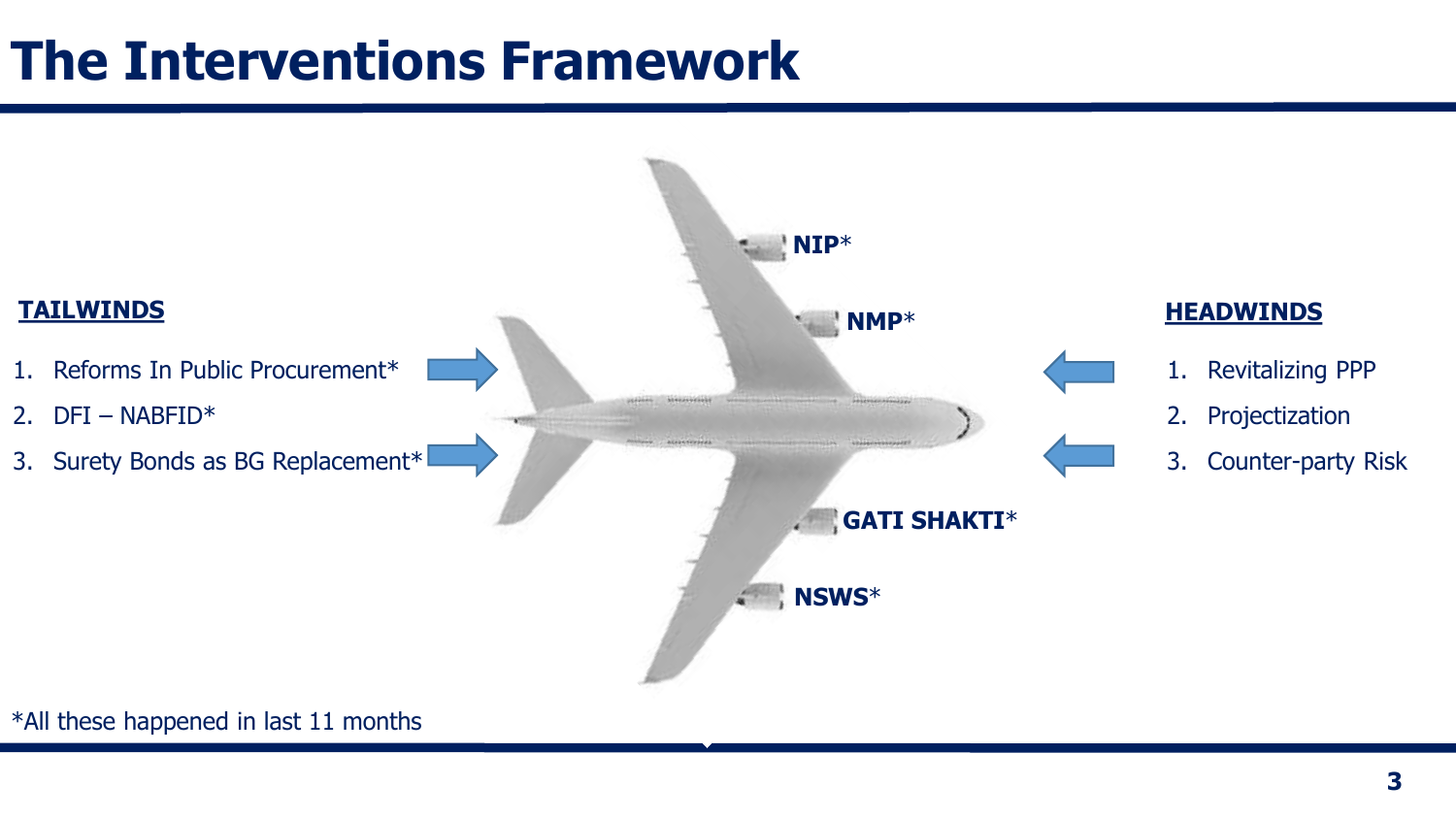# The Interventions Framework

**TAILWINDS**

1. Reforms In Public Procurement*
2. DFI – NABFID*
3. Surety Bonds as BG Replacement*

**NIP***

**NMP***

**GATI SHAKTI***

**NSWS***

**HEADWINDS**

1. Revitalizing PPP
2. Projectization
3. Counter-party Risk

*All these happened in last 11 months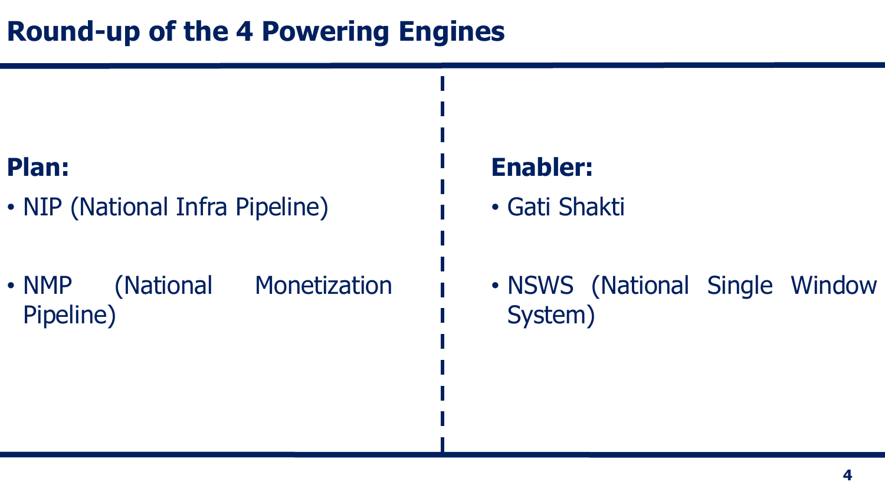# Round-up of the 4 Powering Engines

**Plan:**

- NIP (National Infra Pipeline)
- NMP (National Monetization Pipeline)

**Enabler:**

- Gati Shakti
- NSWS (National Single Window System)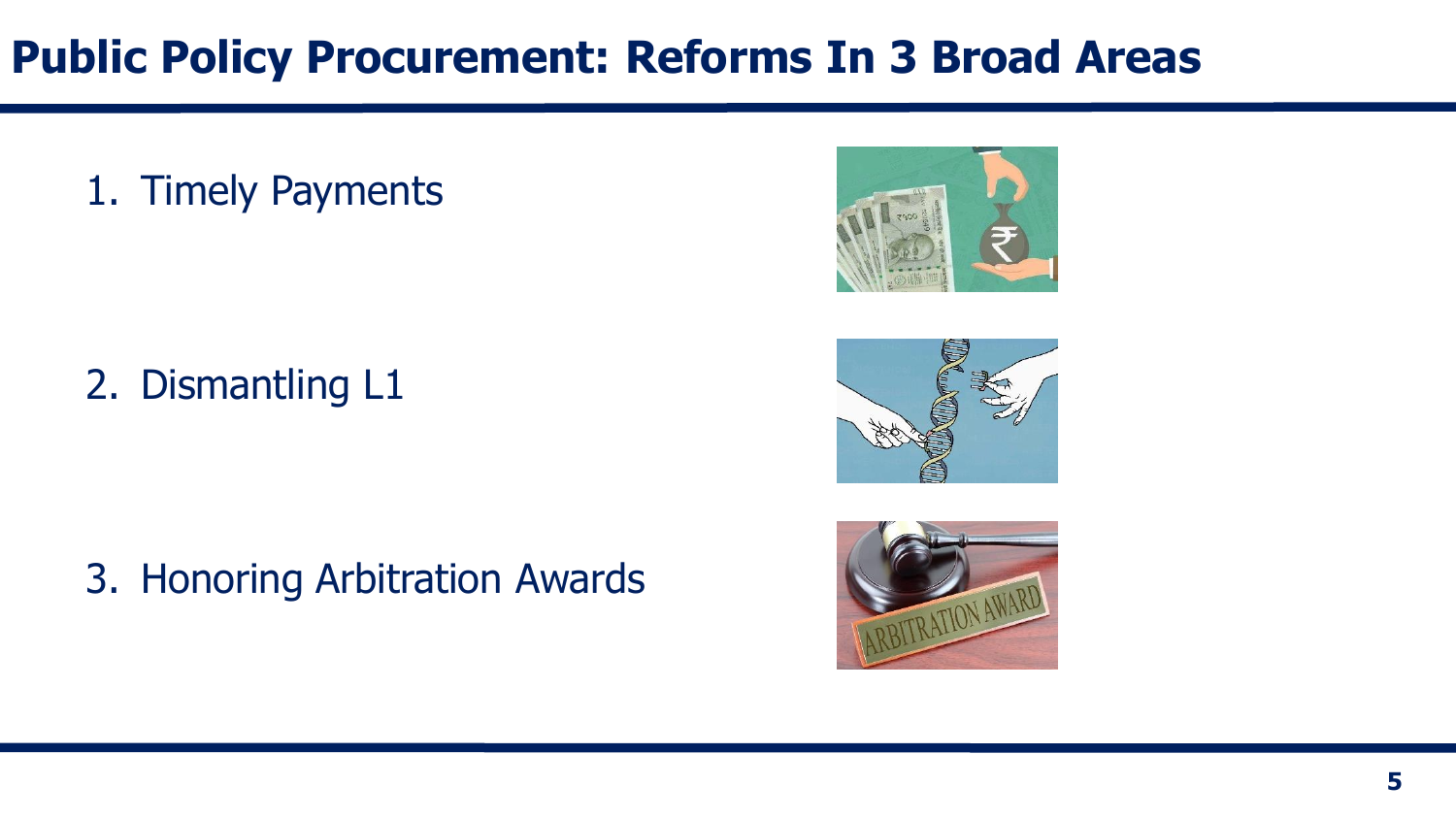# Public Policy Procurement: Reforms In 3 Broad Areas

1. Timely Payments

2. Dismantling L1

3. Honoring Arbitration Awards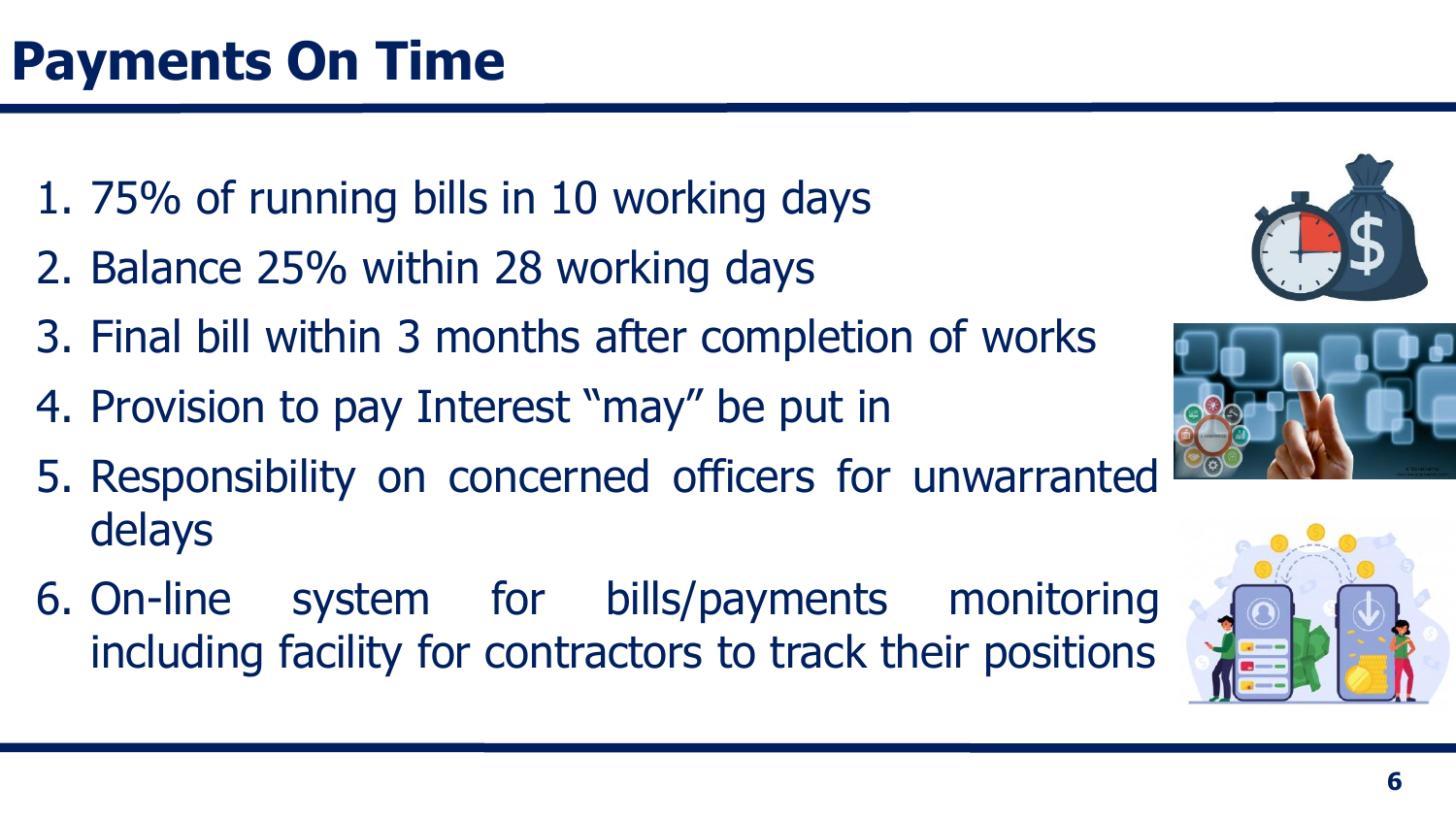# Payments On Time

1. 75% of running bills in 10 working days
2. Balance 25% within 28 working days
3. Final bill within 3 months after completion of works
4. Provision to pay Interest “may” be put in
5. Responsibility on concerned officers for unwarranted delays
6. On-line system for bills/payments monitoring including facility for contractors to track their positions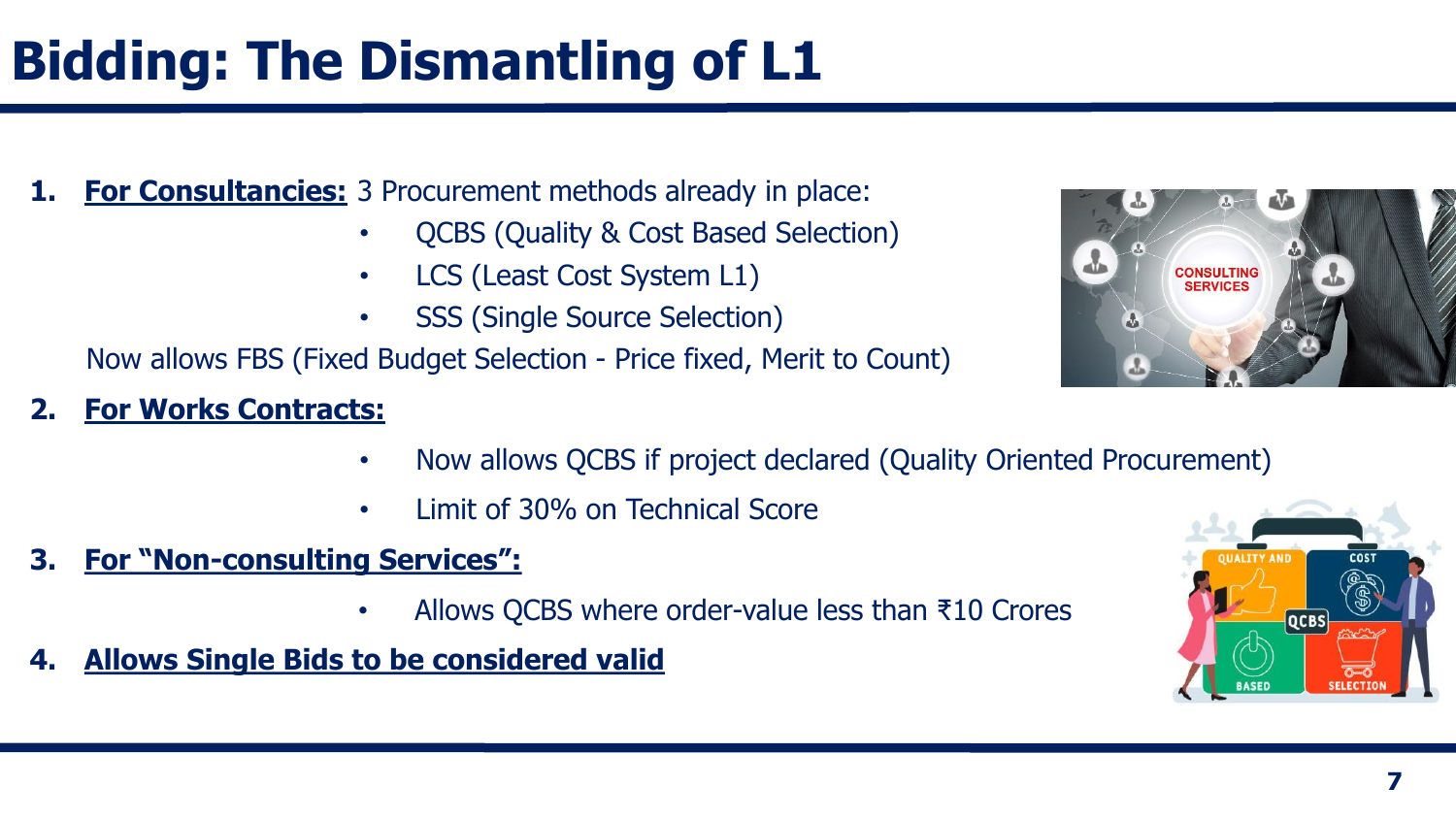# Bidding: The Dismantling of L1

1. **For Consultancies:** 3 Procurement methods already in place:
   - QCBS (Quality & Cost Based Selection)
   - LCS (Least Cost System L1)
   - SSS (Single Source Selection)

   Now allows FBS (Fixed Budget Selection - Price fixed, Merit to Count)

2. **For Works Contracts:**
   - Now allows QCBS if project declared (Quality Oriented Procurement)
   - Limit of 30% on Technical Score

3. **For "Non-consulting Services":**
   - Allows QCBS where order-value less than ₹10 Crores

4. **Allows Single Bids to be considered valid**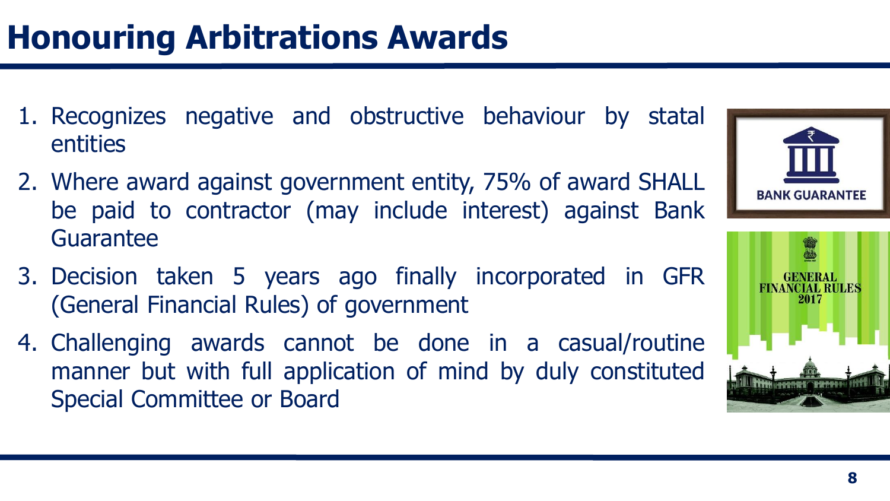# Honouring Arbitrations Awards

1. Recognizes negative and obstructive behaviour by statal entities
2. Where award against government entity, 75% of award SHALL be paid to contractor (may include interest) against Bank Guarantee
3. Decision taken 5 years ago finally incorporated in GFR (General Financial Rules) of government
4. Challenging awards cannot be done in a casual/routine manner but with full application of mind by duly constituted Special Committee or Board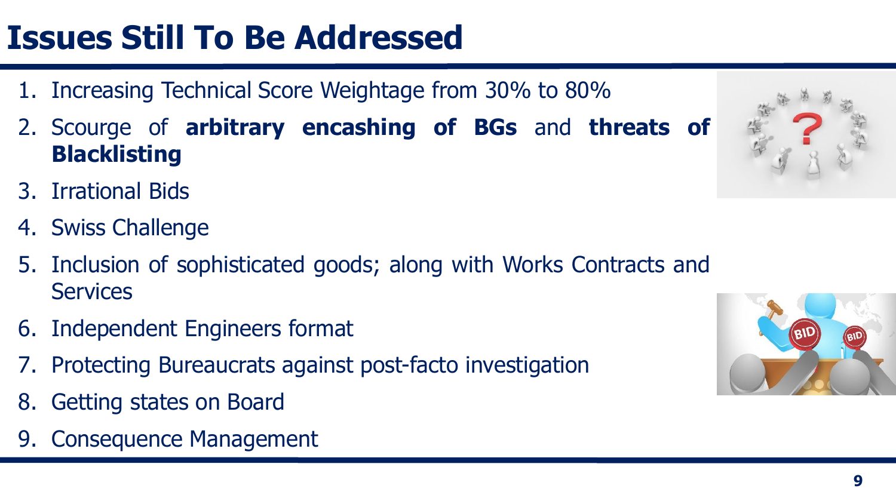# Issues Still To Be Addressed

1. Increasing Technical Score Weightage from 30% to 80%
2. Scourge of **arbitrary encashing of BGs** and **threats of Blacklisting**
3. Irrational Bids
4. Swiss Challenge
5. Inclusion of sophisticated goods; along with Works Contracts and Services
6. Independent Engineers format
7. Protecting Bureaucrats against post-facto investigation
8. Getting states on Board
9. Consequence Management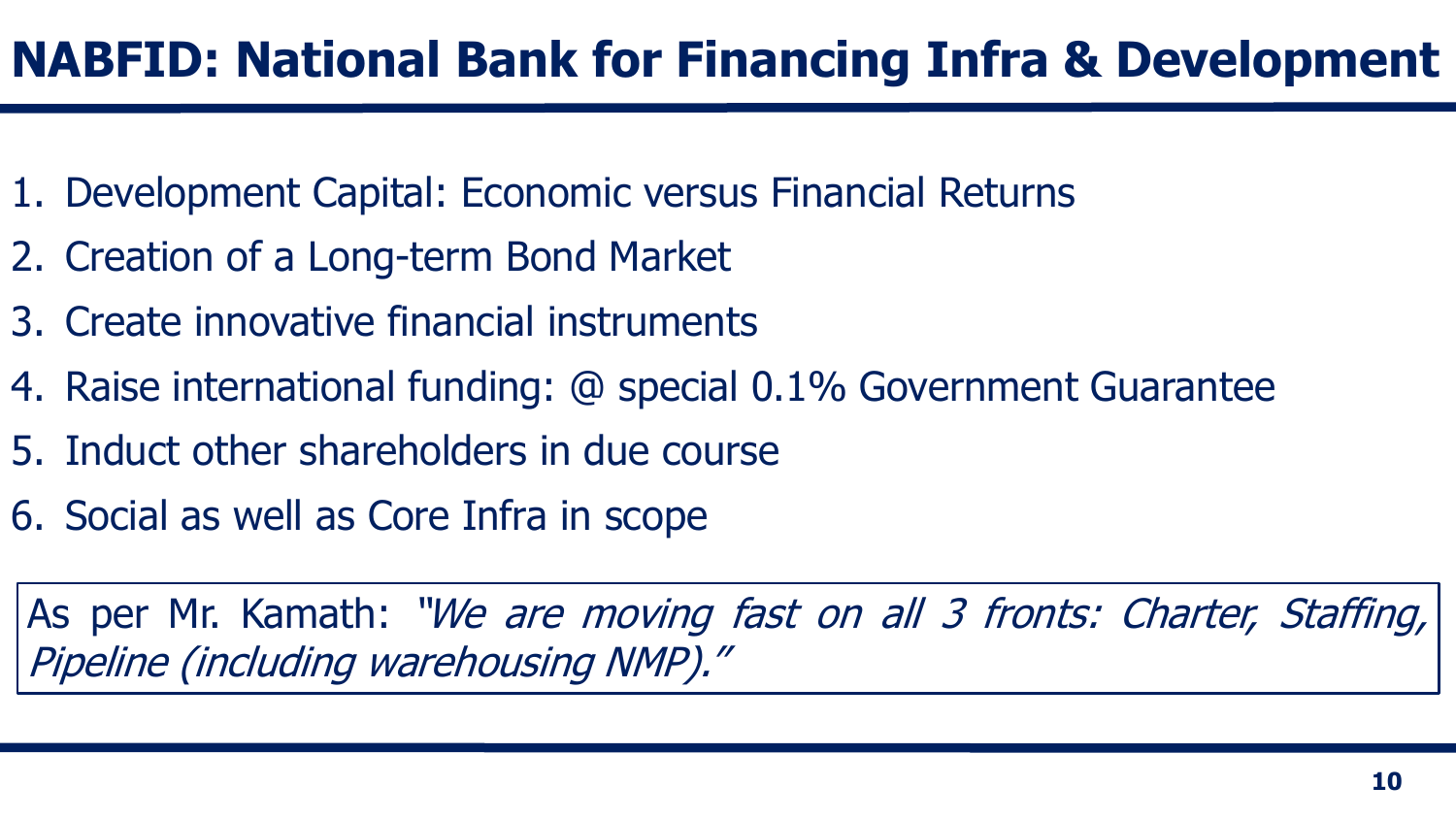# NABFID: National Bank for Financing Infra & Development

1. Development Capital: Economic versus Financial Returns
2. Creation of a Long-term Bond Market
3. Create innovative financial instruments
4. Raise international funding: @ special 0.1% Government Guarantee
5. Induct other shareholders in due course
6. Social as well as Core Infra in scope

As per Mr. Kamath: *"We are moving fast on all 3 fronts: Charter, Staffing, Pipeline (including warehousing NMP)."*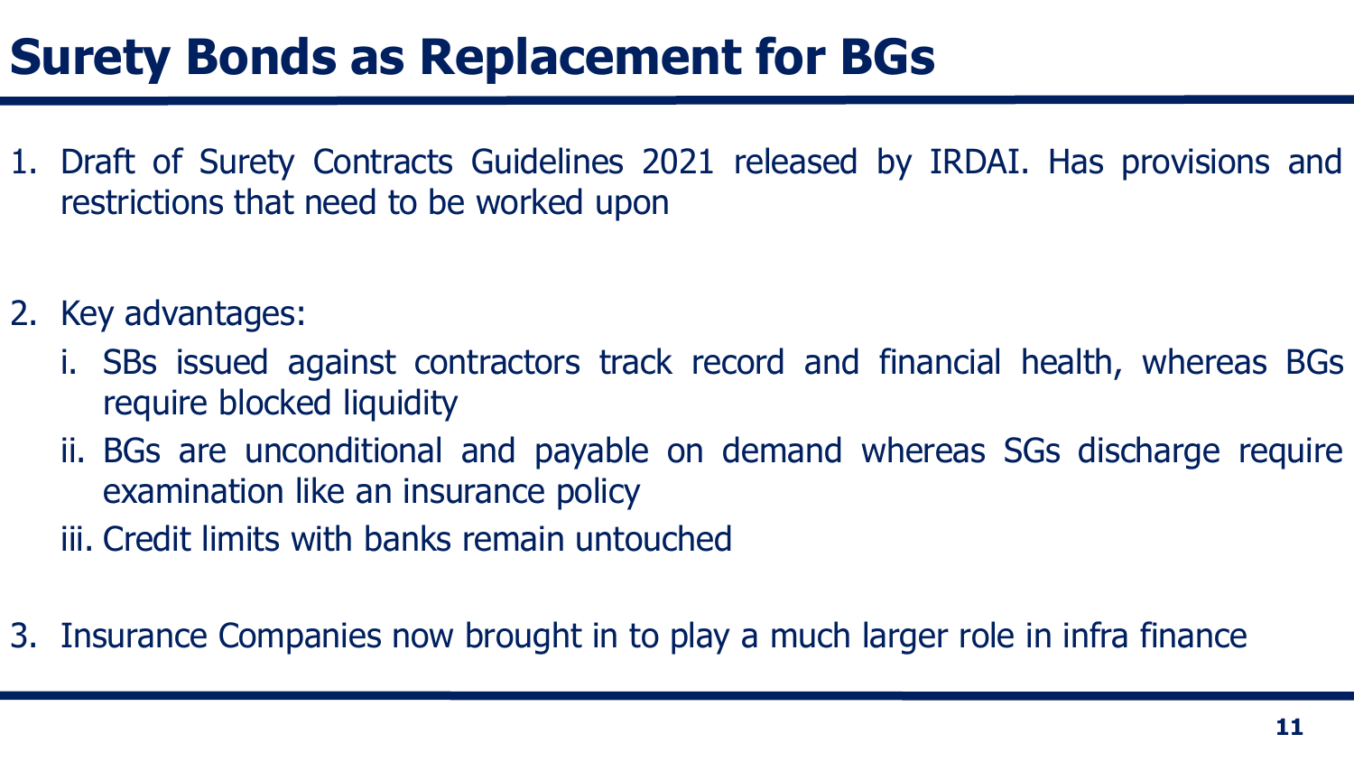# Surety Bonds as Replacement for BGs

1. Draft of Surety Contracts Guidelines 2021 released by IRDAI. Has provisions and restrictions that need to be worked upon

2. Key advantages:
   i. SBs issued against contractors track record and financial health, whereas BGs require blocked liquidity
   ii. BGs are unconditional and payable on demand whereas SGs discharge require examination like an insurance policy
   iii. Credit limits with banks remain untouched

3. Insurance Companies now brought in to play a much larger role in infra finance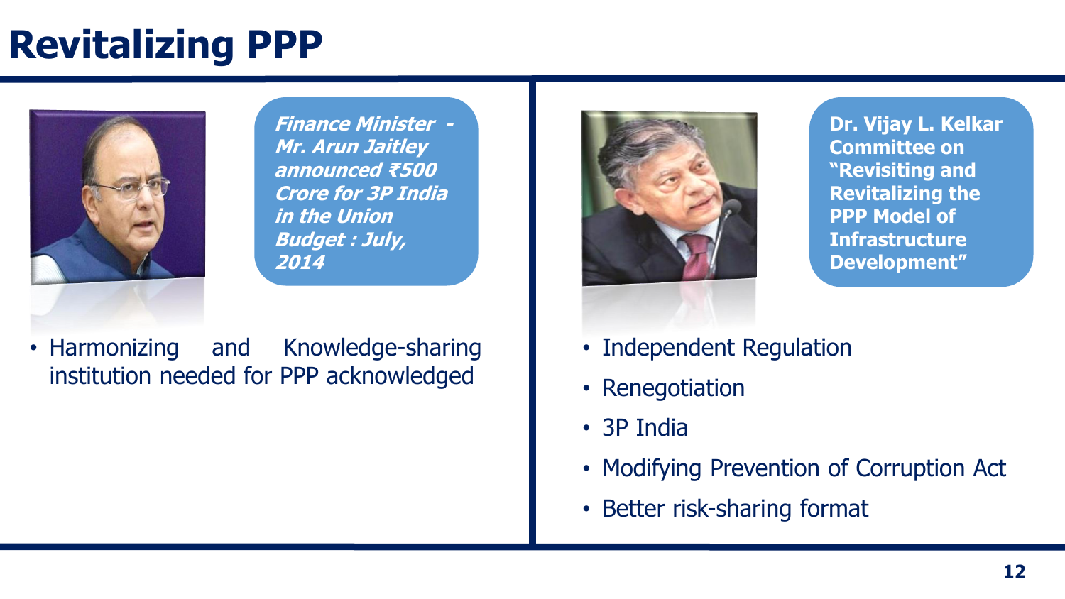# Revitalizing PPP

***Finance Minister - Mr. Arun Jaitley announced ₹500 Crore for 3P India in the Union Budget : July, 2014***

- Harmonizing and Knowledge-sharing institution needed for PPP acknowledged

**Dr. Vijay L. Kelkar Committee on "Revisiting and Revitalizing the PPP Model of Infrastructure Development"**

- Independent Regulation
- Renegotiation
- 3P India
- Modifying Prevention of Corruption Act
- Better risk-sharing format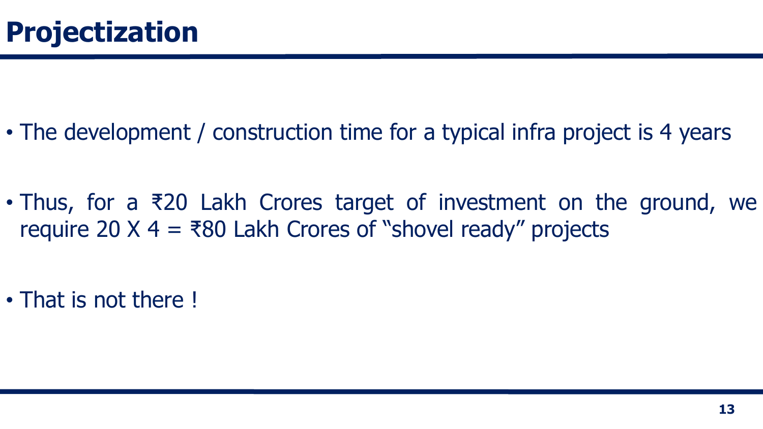# Projectization

- The development / construction time for a typical infra project is 4 years
- Thus, for a ₹20 Lakh Crores target of investment on the ground, we require 20 X 4 = ₹80 Lakh Crores of "shovel ready" projects
- That is not there !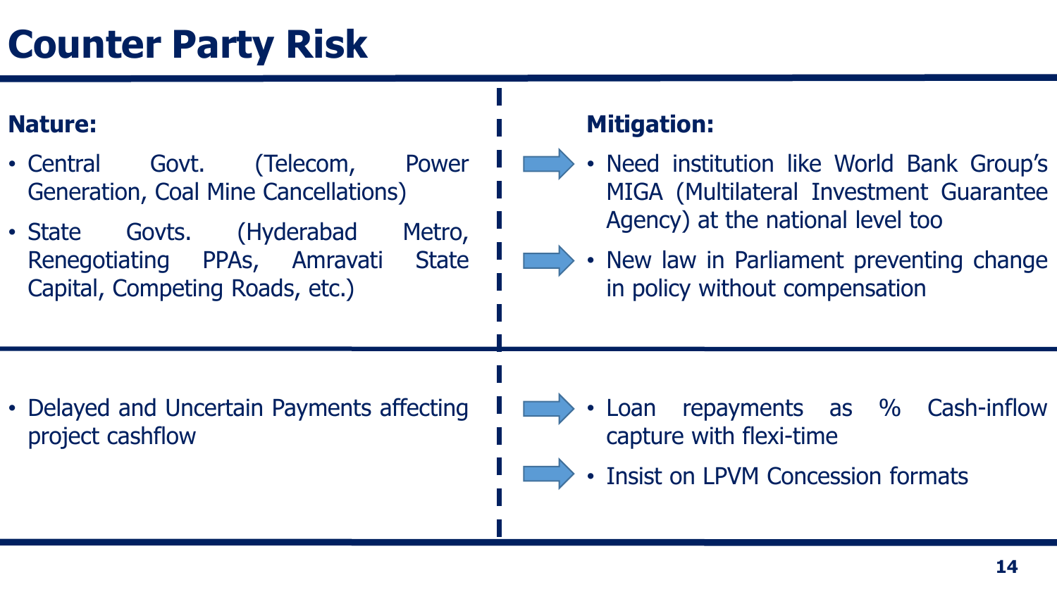# Counter Party Risk

**Nature:**

- Central Govt. (Telecom, Power Generation, Coal Mine Cancellations)
- State Govts. (Hyderabad Metro, Renegotiating PPAs, Amravati State Capital, Competing Roads, etc.)

**Mitigation:**

- Need institution like World Bank Group's MIGA (Multilateral Investment Guarantee Agency) at the national level too
- New law in Parliament preventing change in policy without compensation

---

**Nature:**

- Delayed and Uncertain Payments affecting project cashflow

**Mitigation:**

- Loan repayments as % Cash-inflow capture with flexi-time
- Insist on LPVM Concession formats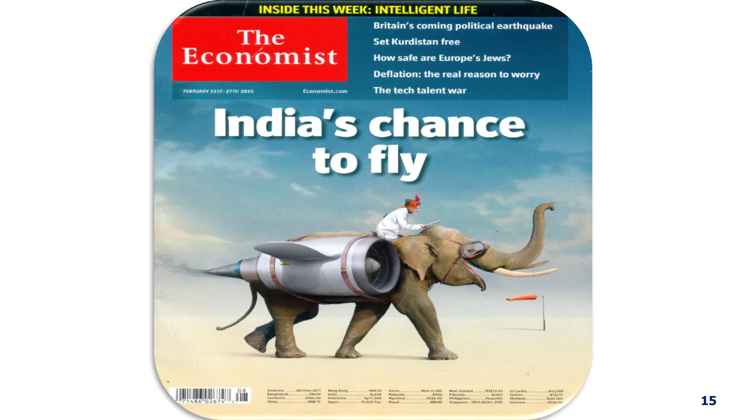INSIDE THIS WEEK: INTELLIGENT LIFE

# The Economist

FEBRUARY 21ST–27TH 2015

Economist.com

- Britain's coming political earthquake
- Set Kurdistan free
- How safe are Europe's Jews?
- Deflation: the real reason to worry
- The tech talent war

# India's chance to fly